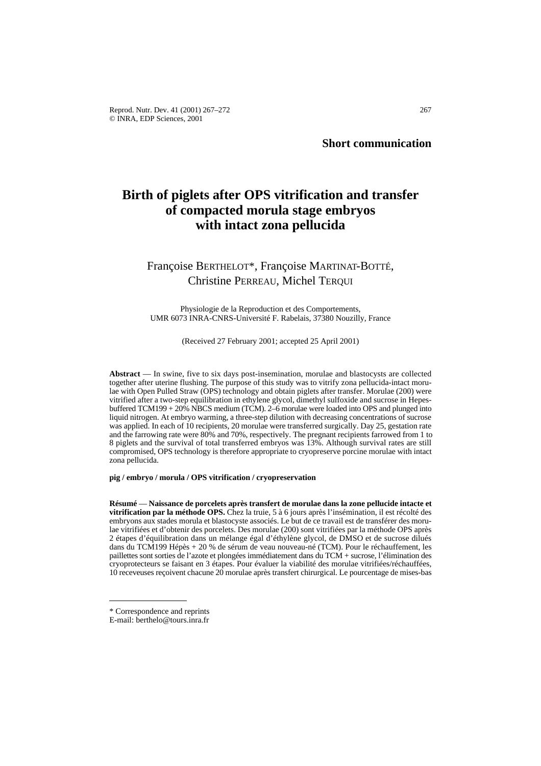**Short communication**

# Birth of piglets after OPS vitrification and transfer of compacted morula stage embryos with intact zona pellucida

Françoise BERTHELOT*, Françoise MARTINAT-BOTTÉ, Christine PERREAU, Michel TERQUI

Physiologie de la Reproduction et des Comportements, UMR 6073 INRA-CNRS-Université F. Rabelais, 37380 Nouzilly, France

(Received 27 February 2001; accepted 25 April 2001)

**Abstract** — In swine, five to six days post-insemination, morulae and blastocysts are collected together after uterine flushing. The purpose of this study was to vitrify zona pellucida-intact morulae with Open Pulled Straw (OPS) technology and obtain piglets after transfer. Morulae (200) were vitrified after a two-step equilibration in ethylene glycol, dimethyl sulfoxide and sucrose in Hepes-buffered TCM199 + 20% NBCS medium (TCM). 2–6 morulae were loaded into OPS and plunged into liquid nitrogen. At embryo warming, a three-step dilution with decreasing concentrations of sucrose was applied. In each of 10 recipients, 20 morulae were transferred surgically. Day 25, gestation rate and the farrowing rate were 80% and 70%, respectively. The pregnant recipients farrowed from 1 to 8 piglets and the survival of total transferred embryos was 13%. Although survival rates are still compromised, OPS technology is therefore appropriate to cryopreserve porcine morulae with intact zona pellucida.

**pig / embryo / morula / OPS vitrification / cryopreservation**

**Résumé** — **Naissance de porcelets après transfert de morulae dans la zone pellucide intacte et vitrification par la méthode OPS.** Chez la truie, 5 à 6 jours après l'insémination, il est récolté des embryons aux stades morula et blastocyste associés. Le but de ce travail est de transférer des morulae vitrifiées et d'obtenir des porcelets. Des morulae (200) sont vitrifiées par la méthode OPS après 2 étapes d'équilibration dans un mélange égal d'éthylène glycol, de DMSO et de sucrose dilués dans du TCM199 Hépès + 20 % de sérum de veau nouveau-né (TCM). Pour le réchauffement, les paillettes sont sorties de l'azote et plongées immédiatement dans du TCM + sucrose, l'élimination des cryoprotecteurs se faisant en 3 étapes. Pour évaluer la viabilité des morulae vitrifiées/réchauffées, 10 receveuses reçoivent chacune 20 morulae après transfert chirurgical. Le pourcentage de mises-bas

---

\* Correspondence and reprints
E-mail: berthelo@tours.inra.fr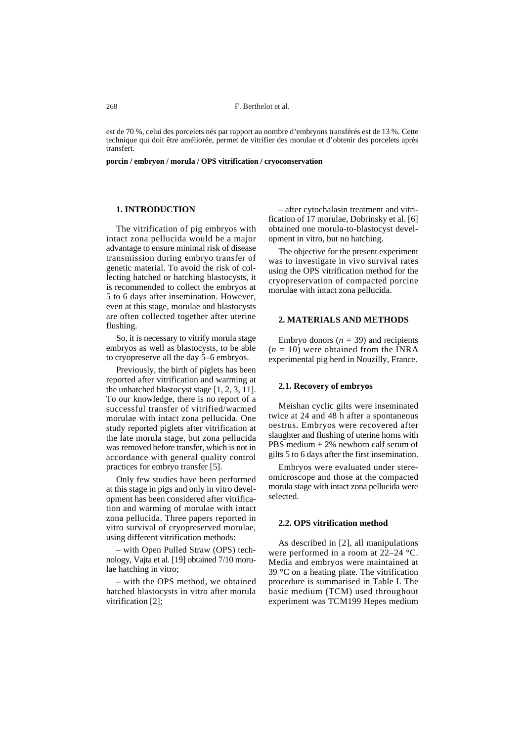est de 70 %, celui des porcelets nés par rapport au nombre d'embryons transférés est de 13 %. Cette technique qui doit être améliorée, permet de vitrifier des morulae et d'obtenir des porcelets après transfert.

**porcin / embryon / morula / OPS vitrification / cryoconservation**

## 1. INTRODUCTION

The vitrification of pig embryos with intact zona pellucida would be a major advantage to ensure minimal risk of disease transmission during embryo transfer of genetic material. To avoid the risk of collecting hatched or hatching blastocysts, it is recommended to collect the embryos at 5 to 6 days after insemination. However, even at this stage, morulae and blastocysts are often collected together after uterine flushing.

So, it is necessary to vitrify morula stage embryos as well as blastocysts, to be able to cryopreserve all the day 5–6 embryos.

Previously, the birth of piglets has been reported after vitrification and warming at the unhatched blastocyst stage [1, 2, 3, 11]. To our knowledge, there is no report of a successful transfer of vitrified/warmed morulae with intact zona pellucida. One study reported piglets after vitrification at the late morula stage, but zona pellucida was removed before transfer, which is not in accordance with general quality control practices for embryo transfer [5].

Only few studies have been performed at this stage in pigs and only in vitro development has been considered after vitrification and warming of morulae with intact zona pellucida. Three papers reported in vitro survival of cryopreserved morulae, using different vitrification methods:

– with Open Pulled Straw (OPS) technology, Vajta et al. [19] obtained 7/10 morulae hatching in vitro;

– with the OPS method, we obtained hatched blastocysts in vitro after morula vitrification [2];

– after cytochalasin treatment and vitrification of 17 morulae, Dobrinsky et al. [6] obtained one morula-to-blastocyst development in vitro, but no hatching.

The objective for the present experiment was to investigate in vivo survival rates using the OPS vitrification method for the cryopreservation of compacted porcine morulae with intact zona pellucida.

## 2. MATERIALS AND METHODS

Embryo donors ($n = 39$) and recipients ($n = 10$) were obtained from the INRA experimental pig herd in Nouzilly, France.

### 2.1. Recovery of embryos

Meishan cyclic gilts were inseminated twice at 24 and 48 h after a spontaneous oestrus. Embryos were recovered after slaughter and flushing of uterine horns with PBS medium + 2% newborn calf serum of gilts 5 to 6 days after the first insemination.

Embryos were evaluated under stereomicroscope and those at the compacted morula stage with intact zona pellucida were selected.

### 2.2. OPS vitrification method

As described in [2], all manipulations were performed in a room at 22–24 °C. Media and embryos were maintained at 39 °C on a heating plate. The vitrification procedure is summarised in Table I. The basic medium (TCM) used throughout experiment was TCM199 Hepes medium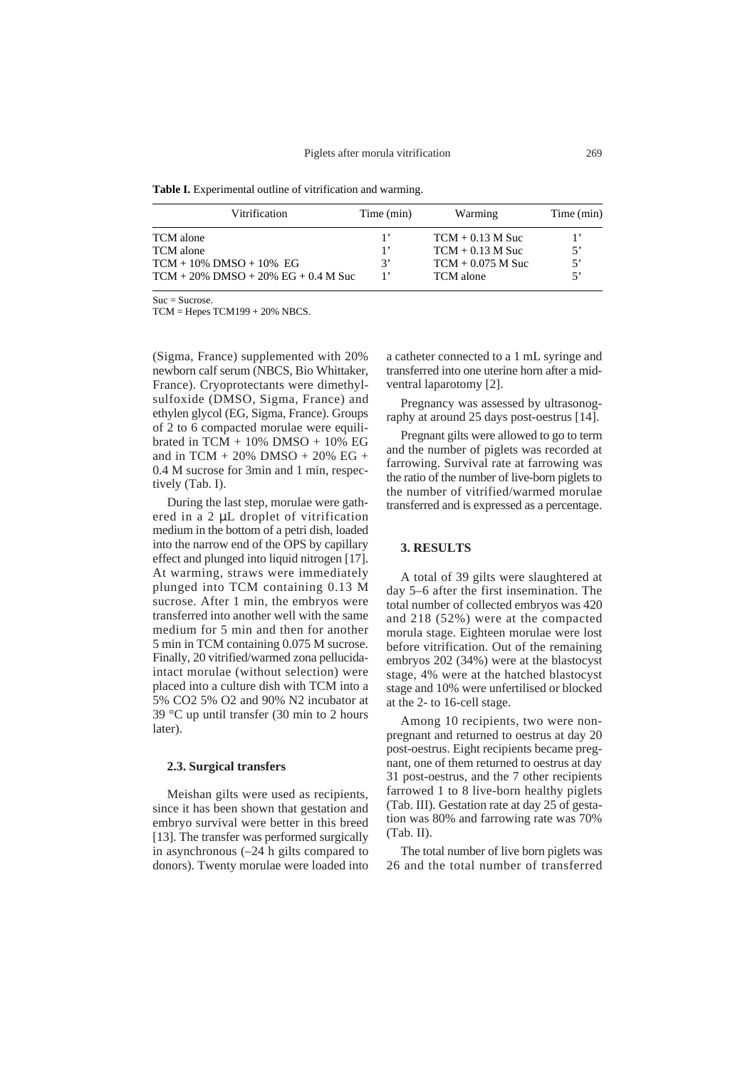**Table I.** Experimental outline of vitrification and warming.

| Vitrification | Time (min) | Warming | Time (min) |
|---|---|---|---|
| TCM alone | 1' | TCM + 0.13 M Suc | 1' |
| TCM alone | 1' | TCM + 0.13 M Suc | 5' |
| TCM + 10% DMSO + 10% EG | 3' | TCM + 0.075 M Suc | 5' |
| TCM + 20% DMSO + 20% EG + 0.4 M Suc | 1' | TCM alone | 5' |

Suc = Sucrose.
TCM = Hepes TCM199 + 20% NBCS.

(Sigma, France) supplemented with 20% newborn calf serum (NBCS, Bio Whittaker, France). Cryoprotectants were dimethylsulfoxide (DMSO, Sigma, France) and ethylen glycol (EG, Sigma, France). Groups of 2 to 6 compacted morulae were equilibrated in TCM + 10% DMSO + 10% EG and in TCM + 20% DMSO + 20% EG + 0.4 M sucrose for 3min and 1 min, respectively (Tab. I).

During the last step, morulae were gathered in a 2 µL droplet of vitrification medium in the bottom of a petri dish, loaded into the narrow end of the OPS by capillary effect and plunged into liquid nitrogen [17]. At warming, straws were immediately plunged into TCM containing 0.13 M sucrose. After 1 min, the embryos were transferred into another well with the same medium for 5 min and then for another 5 min in TCM containing 0.075 M sucrose. Finally, 20 vitrified/warmed zona pellucida-intact morulae (without selection) were placed into a culture dish with TCM into a 5% $CO_2$ 5% $O_2$ and 90% $N_2$ incubator at 39 °C up until transfer (30 min to 2 hours later).

### 2.3. Surgical transfers

Meishan gilts were used as recipients, since it has been shown that gestation and embryo survival were better in this breed [13]. The transfer was performed surgically in asynchronous (–24 h gilts compared to donors). Twenty morulae were loaded into a catheter connected to a 1 mL syringe and transferred into one uterine horn after a mid-ventral laparotomy [2].

Pregnancy was assessed by ultrasonography at around 25 days post-oestrus [14].

Pregnant gilts were allowed to go to term and the number of piglets was recorded at farrowing. Survival rate at farrowing was the ratio of the number of live-born piglets to the number of vitrified/warmed morulae transferred and is expressed as a percentage.

## 3. RESULTS

A total of 39 gilts were slaughtered at day 5–6 after the first insemination. The total number of collected embryos was 420 and 218 (52%) were at the compacted morula stage. Eighteen morulae were lost before vitrification. Out of the remaining embryos 202 (34%) were at the blastocyst stage, 4% were at the hatched blastocyst stage and 10% were unfertilised or blocked at the 2- to 16-cell stage.

Among 10 recipients, two were non-pregnant and returned to oestrus at day 20 post-oestrus. Eight recipients became pregnant, one of them returned to oestrus at day 31 post-oestrus, and the 7 other recipients farrowed 1 to 8 live-born healthy piglets (Tab. III). Gestation rate at day 25 of gestation was 80% and farrowing rate was 70% (Tab. II).

The total number of live born piglets was 26 and the total number of transferred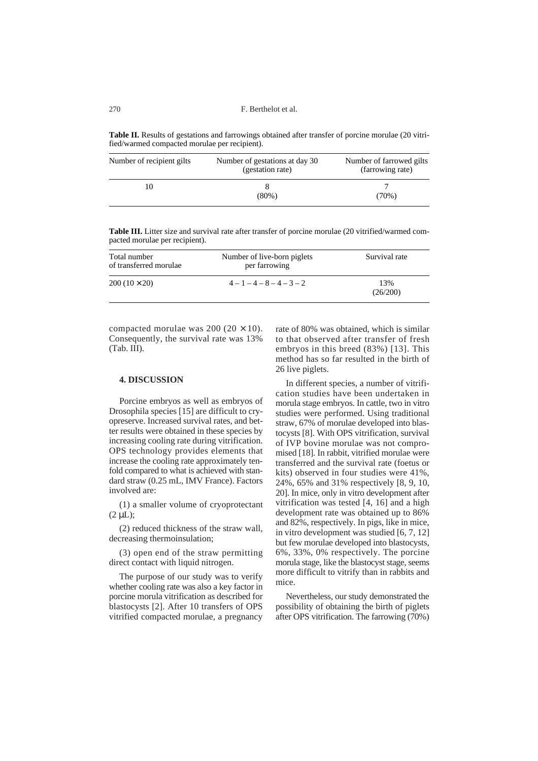**Table II.** Results of gestations and farrowings obtained after transfer of porcine morulae (20 vitrified/warmed compacted morulae per recipient).

| Number of recipient gilts | Number of gestations at day 30 (gestation rate) | Number of farrowed gilts (farrowing rate) |
|---|---|---|
| 10 | 8 (80%) | 7 (70%) |

**Table III.** Litter size and survival rate after transfer of porcine morulae (20 vitrified/warmed compacted morulae per recipient).

| Total number of transferred morulae | Number of live-born piglets per farrowing | Survival rate |
|---|---|---|
| 200 (10 × 20) | 4 – 1 – 4 – 8 – 4 – 3 – 2 | 13% (26/200) |

compacted morulae was 200 (20 × 10). Consequently, the survival rate was 13% (Tab. III).

## 4. DISCUSSION

Porcine embryos as well as embryos of Drosophila species [15] are difficult to cryopreserve. Increased survival rates, and better results were obtained in these species by increasing cooling rate during vitrification. OPS technology provides elements that increase the cooling rate approximately tenfold compared to what is achieved with standard straw (0.25 mL, IMV France). Factors involved are:

(1) a smaller volume of cryoprotectant (2 µL);

(2) reduced thickness of the straw wall, decreasing thermoinsulation;

(3) open end of the straw permitting direct contact with liquid nitrogen.

The purpose of our study was to verify whether cooling rate was also a key factor in porcine morula vitrification as described for blastocysts [2]. After 10 transfers of OPS vitrified compacted morulae, a pregnancy rate of 80% was obtained, which is similar to that observed after transfer of fresh embryos in this breed (83%) [13]. This method has so far resulted in the birth of 26 live piglets.

In different species, a number of vitrification studies have been undertaken in morula stage embryos. In cattle, two in vitro studies were performed. Using traditional straw, 67% of morulae developed into blastocysts [8]. With OPS vitrification, survival of IVP bovine morulae was not compromised [18]. In rabbit, vitrified morulae were transferred and the survival rate (foetus or kits) observed in four studies were 41%, 24%, 65% and 31% respectively [8, 9, 10, 20]. In mice, only in vitro development after vitrification was tested [4, 16] and a high development rate was obtained up to 86% and 82%, respectively. In pigs, like in mice, in vitro development was studied [6, 7, 12] but few morulae developed into blastocysts, 6%, 33%, 0% respectively. The porcine morula stage, like the blastocyst stage, seems more difficult to vitrify than in rabbits and mice.

Nevertheless, our study demonstrated the possibility of obtaining the birth of piglets after OPS vitrification. The farrowing (70%)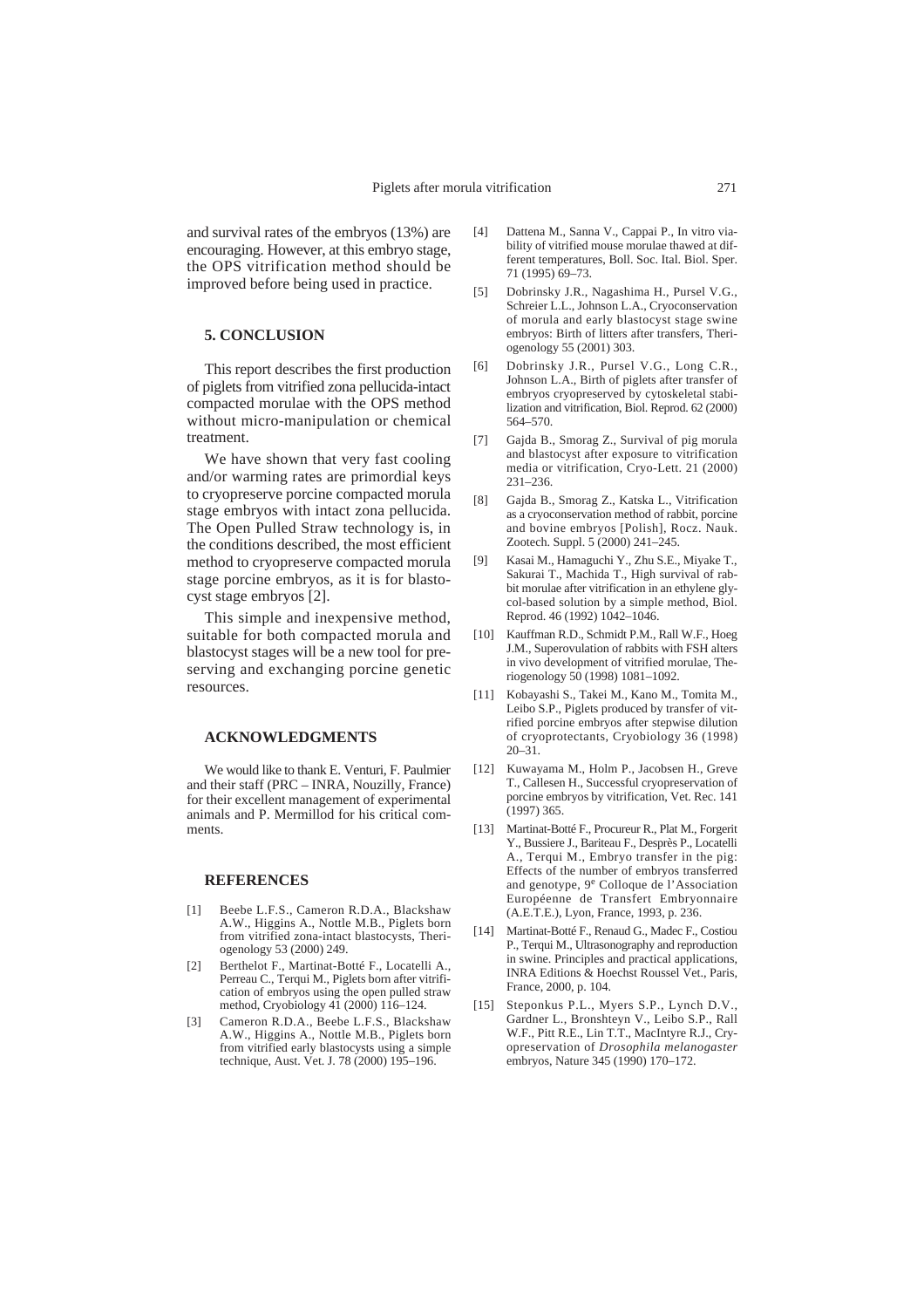and survival rates of the embryos (13%) are encouraging. However, at this embryo stage, the OPS vitrification method should be improved before being used in practice.

## 5. CONCLUSION

This report describes the first production of piglets from vitrified zona pellucida-intact compacted morulae with the OPS method without micro-manipulation or chemical treatment.

We have shown that very fast cooling and/or warming rates are primordial keys to cryopreserve porcine compacted morula stage embryos with intact zona pellucida. The Open Pulled Straw technology is, in the conditions described, the most efficient method to cryopreserve compacted morula stage porcine embryos, as it is for blastocyst stage embryos [2].

This simple and inexpensive method, suitable for both compacted morula and blastocyst stages will be a new tool for preserving and exchanging porcine genetic resources.

## ACKNOWLEDGMENTS

We would like to thank E. Venturi, F. Paulmier and their staff (PRC – INRA, Nouzilly, France) for their excellent management of experimental animals and P. Mermillod for his critical comments.

## REFERENCES

[1] Beebe L.F.S., Cameron R.D.A., Blackshaw A.W., Higgins A., Nottle M.B., Piglets born from vitrified zona-intact blastocysts, Theriogenology 53 (2000) 249.

[2] Berthelot F., Martinat-Botté F., Locatelli A., Perreau C., Terqui M., Piglets born after vitrification of embryos using the open pulled straw method, Cryobiology 41 (2000) 116–124.

[3] Cameron R.D.A., Beebe L.F.S., Blackshaw A.W., Higgins A., Nottle M.B., Piglets born from vitrified early blastocysts using a simple technique, Aust. Vet. J. 78 (2000) 195–196.

[4] Dattena M., Sanna V., Cappai P., In vitro viability of vitrified mouse morulae thawed at different temperatures, Boll. Soc. Ital. Biol. Sper. 71 (1995) 69–73.

[5] Dobrinsky J.R., Nagashima H., Pursel V.G., Schreier L.L., Johnson L.A., Cryoconservation of morula and early blastocyst stage swine embryos: Birth of litters after transfers, Theriogenology 55 (2001) 303.

[6] Dobrinsky J.R., Pursel V.G., Long C.R., Johnson L.A., Birth of piglets after transfer of embryos cryopreserved by cytoskeletal stabilization and vitrification, Biol. Reprod. 62 (2000) 564–570.

[7] Gajda B., Smorag Z., Survival of pig morula and blastocyst after exposure to vitrification media or vitrification, Cryo-Lett. 21 (2000) 231–236.

[8] Gajda B., Smorag Z., Katska L., Vitrification as a cryoconservation method of rabbit, porcine and bovine embryos [Polish], Rocz. Nauk. Zootech. Suppl. 5 (2000) 241–245.

[9] Kasai M., Hamaguchi Y., Zhu S.E., Miyake T., Sakurai T., Machida T., High survival of rabbit morulae after vitrification in an ethylene glycol-based solution by a simple method, Biol. Reprod. 46 (1992) 1042–1046.

[10] Kauffman R.D., Schmidt P.M., Rall W.F., Hoeg J.M., Superovulation of rabbits with FSH alters in vivo development of vitrified morulae, Theriogenology 50 (1998) 1081–1092.

[11] Kobayashi S., Takei M., Kano M., Tomita M., Leibo S.P., Piglets produced by transfer of vitrified porcine embryos after stepwise dilution of cryoprotectants, Cryobiology 36 (1998) 20–31.

[12] Kuwayama M., Holm P., Jacobsen H., Greve T., Callesen H., Successful cryopreservation of porcine embryos by vitrification, Vet. Rec. 141 (1997) 365.

[13] Martinat-Botté F., Procureur R., Plat M., Forgerit Y., Bussiere J., Bariteau F., Desprès P., Locatelli A., Terqui M., Embryo transfer in the pig: Effects of the number of embryos transferred and genotype, 9e Colloque de l'Association Européenne de Transfert Embryonnaire (A.E.T.E.), Lyon, France, 1993, p. 236.

[14] Martinat-Botté F., Renaud G., Madec F., Costiou P., Terqui M., Ultrasonography and reproduction in swine. Principles and practical applications, INRA Editions & Hoechst Roussel Vet., Paris, France, 2000, p. 104.

[15] Steponkus P.L., Myers S.P., Lynch D.V., Gardner L., Bronshteyn V., Leibo S.P., Rall W.F., Pitt R.E., Lin T.T., MacIntyre R.J., Cryopreservation of *Drosophila melanogaster* embryos, Nature 345 (1990) 170–172.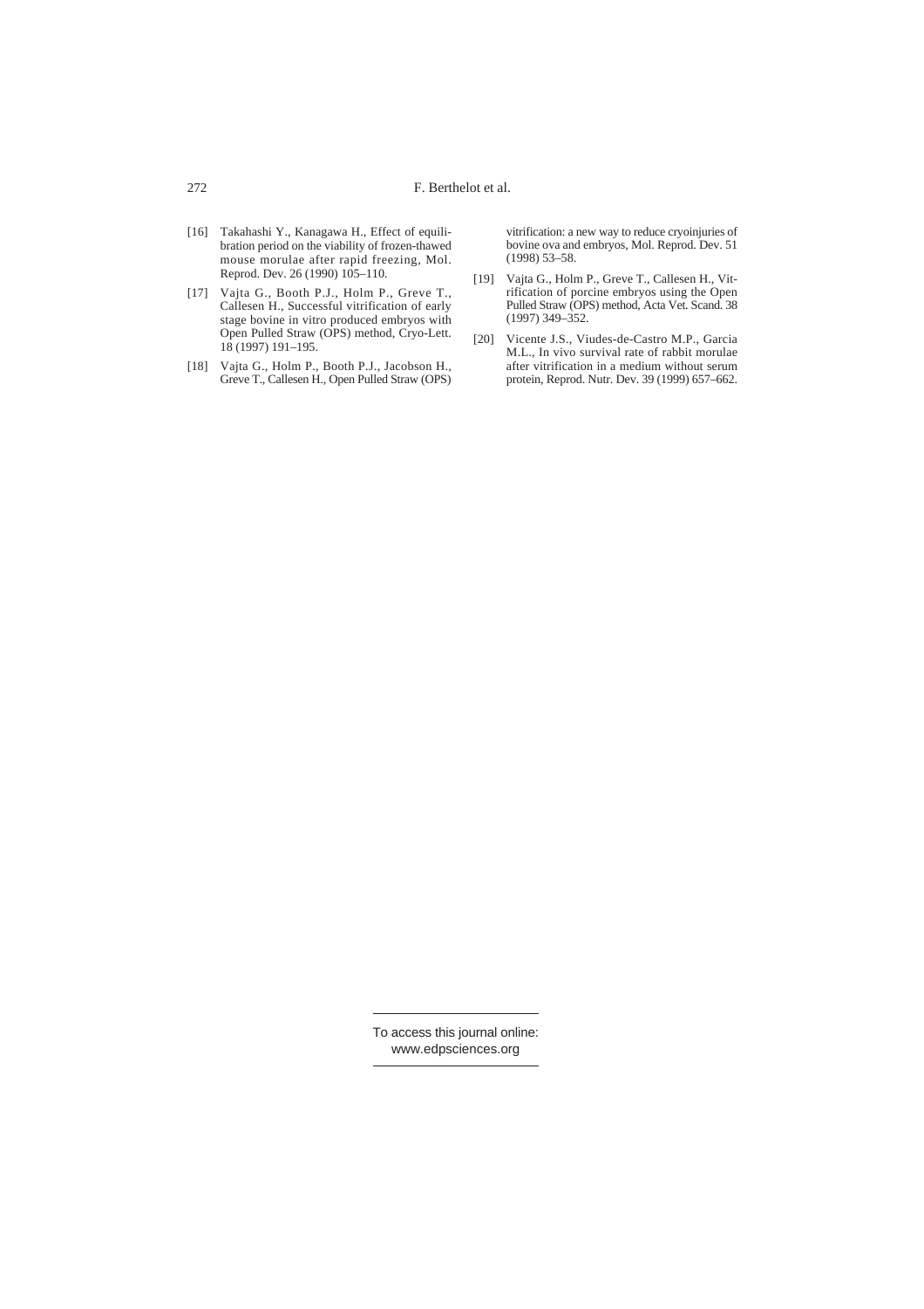[16] Takahashi Y., Kanagawa H., Effect of equilibration period on the viability of frozen-thawed mouse morulae after rapid freezing, Mol. Reprod. Dev. 26 (1990) 105–110.

[17] Vajta G., Booth P.J., Holm P., Greve T., Callesen H., Successful vitrification of early stage bovine in vitro produced embryos with Open Pulled Straw (OPS) method, Cryo-Lett. 18 (1997) 191–195.

[18] Vajta G., Holm P., Booth P.J., Jacobson H., Greve T., Callesen H., Open Pulled Straw (OPS) vitrification: a new way to reduce cryoinjuries of bovine ova and embryos, Mol. Reprod. Dev. 51 (1998) 53–58.

[19] Vajta G., Holm P., Greve T., Callesen H., Vitrification of porcine embryos using the Open Pulled Straw (OPS) method, Acta Vet. Scand. 38 (1997) 349–352.

[20] Vicente J.S., Viudes-de-Castro M.P., Garcia M.L., In vivo survival rate of rabbit morulae after vitrification in a medium without serum protein, Reprod. Nutr. Dev. 39 (1999) 657–662.

To access this journal online:
www.edpsciences.org